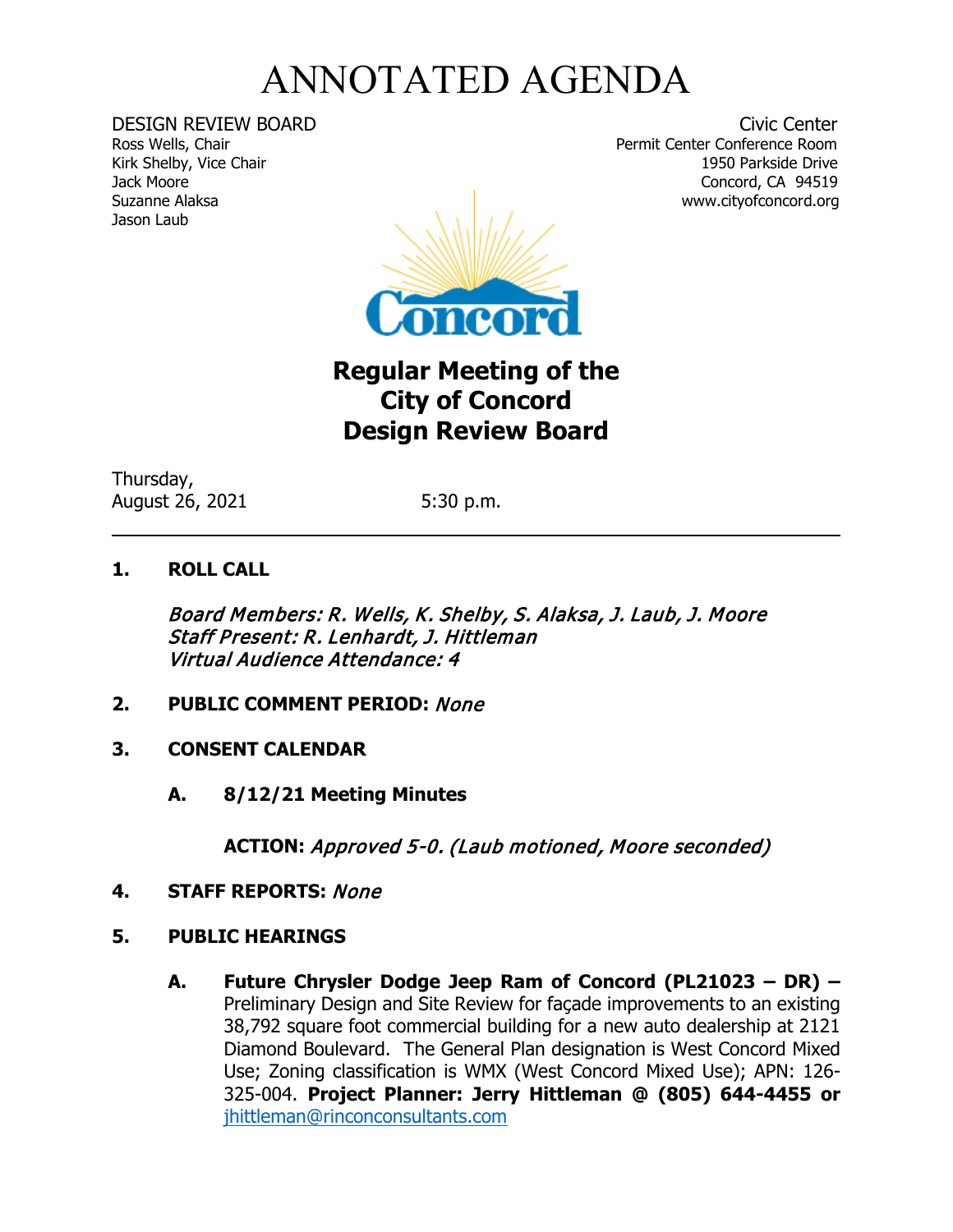# ANNOTATED AGENDA

DESIGN REVIEW BOARD
Ross Wells, Chair
Kirk Shelby, Vice Chair
Jack Moore
Suzanne Alaksa
Jason Laub

Civic Center
Permit Center Conference Room
1950 Parkside Drive
Concord, CA 94519
www.cityofconcord.org

## Regular Meeting of the City of Concord Design Review Board

Thursday,
August 26, 2021 5:30 p.m.

---

**1. ROLL CALL**

*Board Members: R. Wells, K. Shelby, S. Alaksa, J. Laub, J. Moore*
*Staff Present: R. Lenhardt, J. Hittleman*
*Virtual Audience Attendance: 4*

**2. PUBLIC COMMENT PERIOD:** *None*

**3. CONSENT CALENDAR**

**A. 8/12/21 Meeting Minutes**

**ACTION:** *Approved 5-0. (Laub motioned, Moore seconded)*

**4. STAFF REPORTS:** *None*

**5. PUBLIC HEARINGS**

**A. Future Chrysler Dodge Jeep Ram of Concord (PL21023 – DR) –** Preliminary Design and Site Review for façade improvements to an existing 38,792 square foot commercial building for a new auto dealership at 2121 Diamond Boulevard. The General Plan designation is West Concord Mixed Use; Zoning classification is WMX (West Concord Mixed Use); APN: 126-325-004. **Project Planner: Jerry Hittleman @ (805) 644-4455 or** jhittleman@rinconconsultants.com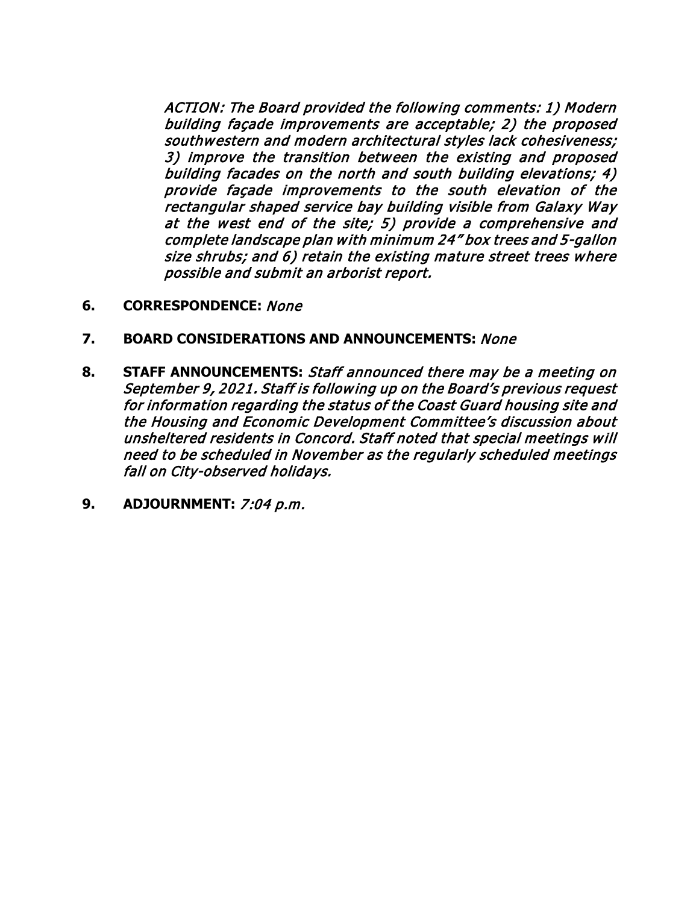*ACTION: The Board provided the following comments: 1) Modern building façade improvements are acceptable; 2) the proposed southwestern and modern architectural styles lack cohesiveness; 3) improve the transition between the existing and proposed building facades on the north and south building elevations; 4) provide façade improvements to the south elevation of the rectangular shaped service bay building visible from Galaxy Way at the west end of the site; 5) provide a comprehensive and complete landscape plan with minimum 24" box trees and 5-gallon size shrubs; and 6) retain the existing mature street trees where possible and submit an arborist report.*

**6. CORRESPONDENCE:** *None*

**7. BOARD CONSIDERATIONS AND ANNOUNCEMENTS:** *None*

**8. STAFF ANNOUNCEMENTS:** *Staff announced there may be a meeting on September 9, 2021. Staff is following up on the Board's previous request for information regarding the status of the Coast Guard housing site and the Housing and Economic Development Committee's discussion about unsheltered residents in Concord. Staff noted that special meetings will need to be scheduled in November as the regularly scheduled meetings fall on City-observed holidays.*

**9. ADJOURNMENT:** *7:04 p.m.*